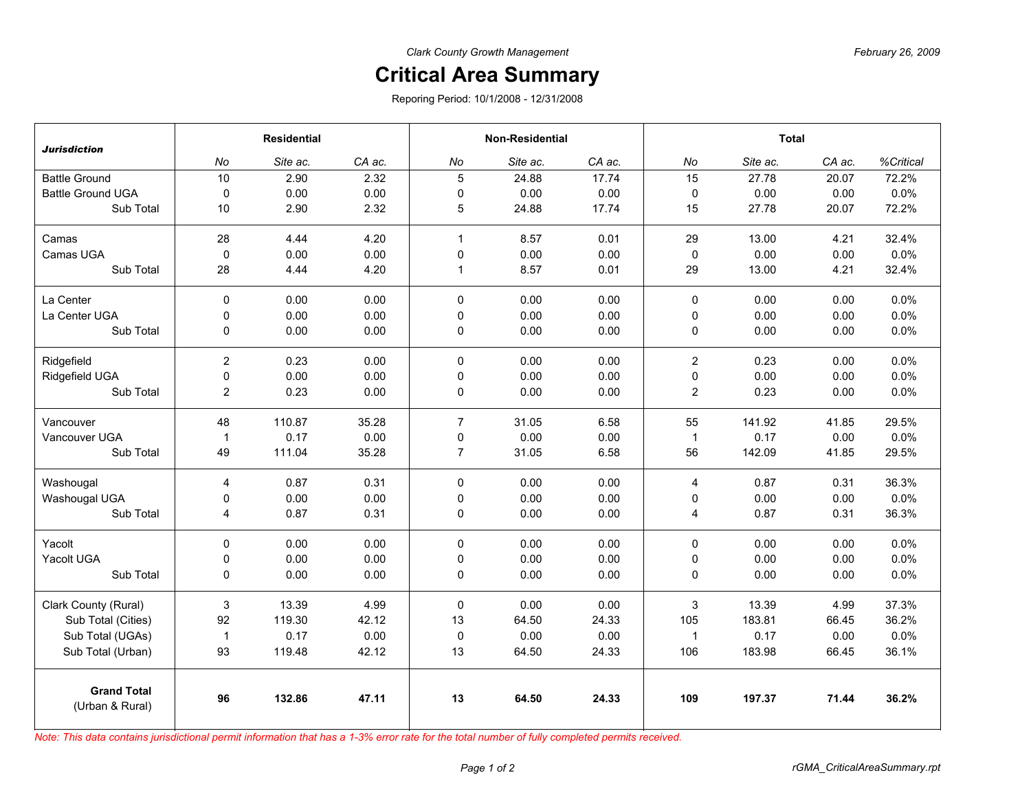*Clark County Growth Management*

*February 26, 2009*

# Critical Area Summary

Reporing Period: 10/1/2008 - 12/31/2008

| ***Jurisdiction*** | **Residential** | | | **Non-Residential** | | | **Total** | | | |
|---|---|---|---|---|---|---|---|---|---|---|
| | *No* | *Site ac.* | *CA ac.* | *No* | *Site ac.* | *CA ac.* | *No* | *Site ac.* | *CA ac.* | *%Critical* |
| Battle Ground | 10 | 2.90 | 2.32 | 5 | 24.88 | 17.74 | 15 | 27.78 | 20.07 | 72.2% |
| Battle Ground UGA | 0 | 0.00 | 0.00 | 0 | 0.00 | 0.00 | 0 | 0.00 | 0.00 | 0.0% |
| Sub Total | 10 | 2.90 | 2.32 | 5 | 24.88 | 17.74 | 15 | 27.78 | 20.07 | 72.2% |
| Camas | 28 | 4.44 | 4.20 | 1 | 8.57 | 0.01 | 29 | 13.00 | 4.21 | 32.4% |
| Camas UGA | 0 | 0.00 | 0.00 | 0 | 0.00 | 0.00 | 0 | 0.00 | 0.00 | 0.0% |
| Sub Total | 28 | 4.44 | 4.20 | 1 | 8.57 | 0.01 | 29 | 13.00 | 4.21 | 32.4% |
| La Center | 0 | 0.00 | 0.00 | 0 | 0.00 | 0.00 | 0 | 0.00 | 0.00 | 0.0% |
| La Center UGA | 0 | 0.00 | 0.00 | 0 | 0.00 | 0.00 | 0 | 0.00 | 0.00 | 0.0% |
| Sub Total | 0 | 0.00 | 0.00 | 0 | 0.00 | 0.00 | 0 | 0.00 | 0.00 | 0.0% |
| Ridgefield | 2 | 0.23 | 0.00 | 0 | 0.00 | 0.00 | 2 | 0.23 | 0.00 | 0.0% |
| Ridgefield UGA | 0 | 0.00 | 0.00 | 0 | 0.00 | 0.00 | 0 | 0.00 | 0.00 | 0.0% |
| Sub Total | 2 | 0.23 | 0.00 | 0 | 0.00 | 0.00 | 2 | 0.23 | 0.00 | 0.0% |
| Vancouver | 48 | 110.87 | 35.28 | 7 | 31.05 | 6.58 | 55 | 141.92 | 41.85 | 29.5% |
| Vancouver UGA | 1 | 0.17 | 0.00 | 0 | 0.00 | 0.00 | 1 | 0.17 | 0.00 | 0.0% |
| Sub Total | 49 | 111.04 | 35.28 | 7 | 31.05 | 6.58 | 56 | 142.09 | 41.85 | 29.5% |
| Washougal | 4 | 0.87 | 0.31 | 0 | 0.00 | 0.00 | 4 | 0.87 | 0.31 | 36.3% |
| Washougal UGA | 0 | 0.00 | 0.00 | 0 | 0.00 | 0.00 | 0 | 0.00 | 0.00 | 0.0% |
| Sub Total | 4 | 0.87 | 0.31 | 0 | 0.00 | 0.00 | 4 | 0.87 | 0.31 | 36.3% |
| Yacolt | 0 | 0.00 | 0.00 | 0 | 0.00 | 0.00 | 0 | 0.00 | 0.00 | 0.0% |
| Yacolt UGA | 0 | 0.00 | 0.00 | 0 | 0.00 | 0.00 | 0 | 0.00 | 0.00 | 0.0% |
| Sub Total | 0 | 0.00 | 0.00 | 0 | 0.00 | 0.00 | 0 | 0.00 | 0.00 | 0.0% |
| Clark County (Rural) | 3 | 13.39 | 4.99 | 0 | 0.00 | 0.00 | 3 | 13.39 | 4.99 | 37.3% |
| Sub Total (Cities) | 92 | 119.30 | 42.12 | 13 | 64.50 | 24.33 | 105 | 183.81 | 66.45 | 36.2% |
| Sub Total (UGAs) | 1 | 0.17 | 0.00 | 0 | 0.00 | 0.00 | 1 | 0.17 | 0.00 | 0.0% |
| Sub Total (Urban) | 93 | 119.48 | 42.12 | 13 | 64.50 | 24.33 | 106 | 183.98 | 66.45 | 36.1% |
| **Grand Total** (Urban & Rural) | **96** | **132.86** | **47.11** | **13** | **64.50** | **24.33** | **109** | **197.37** | **71.44** | **36.2%** |

*Note: This data contains jurisdictional permit information that has a 1-3% error rate for the total number of fully completed permits received.*

rGMA_CriticalAreaSummary.rpt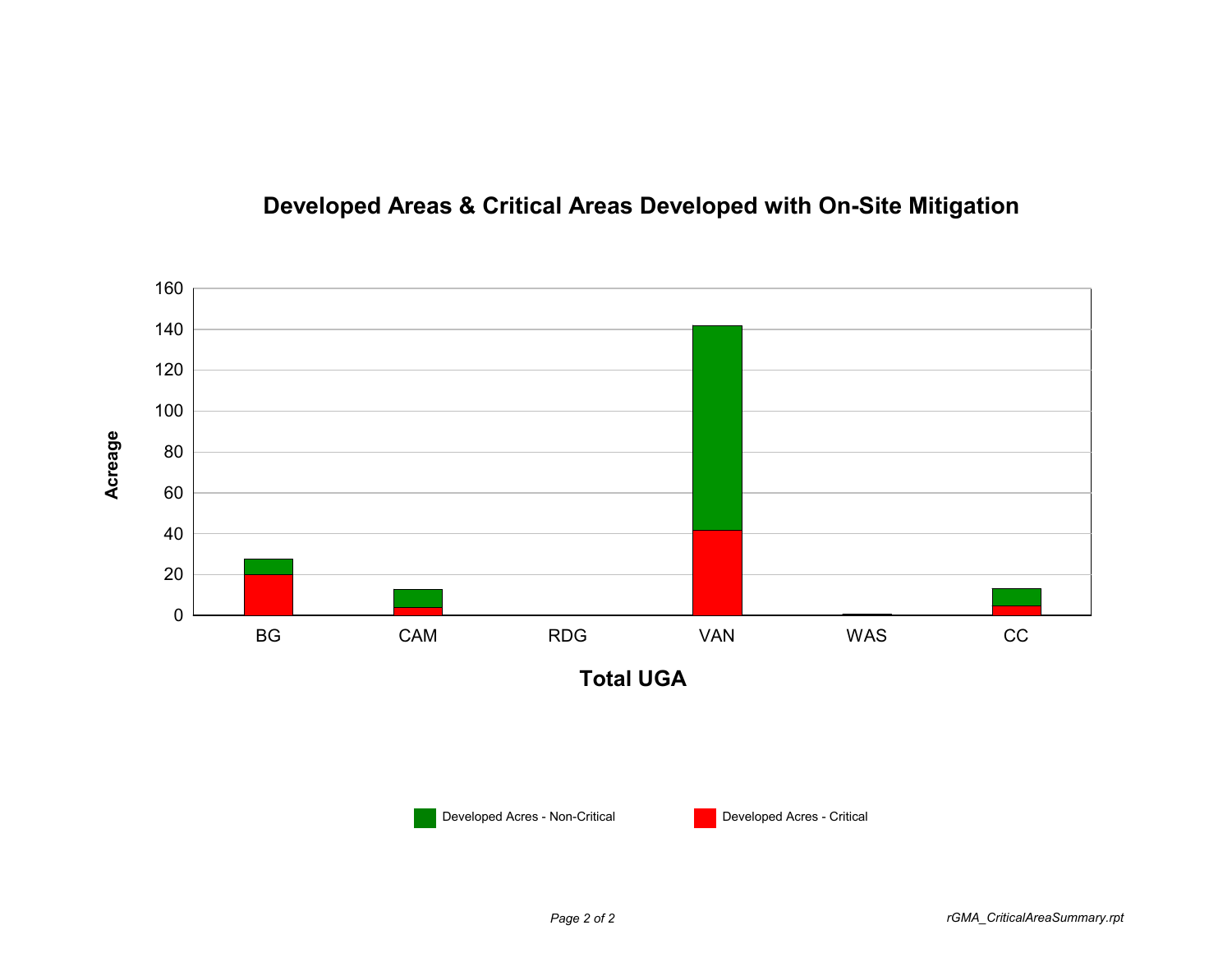## Developed Areas & Critical Areas Developed with On-Site Mitigation

Acreage

160
140
120
100
80
60
40
20
0

BG
CAM
RDG
VAN
WAS
CC

Total UGA

Developed Acres - Non-Critical
Developed Acres - Critical

*rGMA_CriticalAreaSummary.rpt*